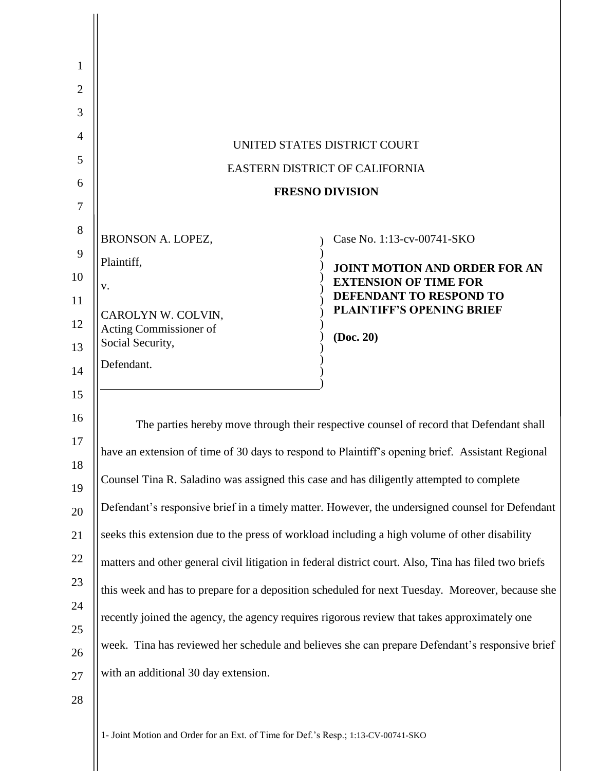UNITED STATES DISTRICT COURT

EASTERN DISTRICT OF CALIFORNIA

**FRESNO DIVISION**

BRONSON A. LOPEZ,

Plaintiff,

v.

CAROLYN W. COLVIN,
Acting Commissioner of
Social Security,

Defendant.

Case No. 1:13-cv-00741-SKO

**JOINT MOTION AND ORDER FOR AN EXTENSION OF TIME FOR DEFENDANT TO RESPOND TO PLAINTIFF'S OPENING BRIEF**

**(Doc. 20)**

The parties hereby move through their respective counsel of record that Defendant shall have an extension of time of 30 days to respond to Plaintiff's opening brief. Assistant Regional Counsel Tina R. Saladino was assigned this case and has diligently attempted to complete Defendant's responsive brief in a timely matter. However, the undersigned counsel for Defendant seeks this extension due to the press of workload including a high volume of other disability matters and other general civil litigation in federal district court. Also, Tina has filed two briefs this week and has to prepare for a deposition scheduled for next Tuesday. Moreover, because she recently joined the agency, the agency requires rigorous review that takes approximately one week. Tina has reviewed her schedule and believes she can prepare Defendant's responsive brief with an additional 30 day extension.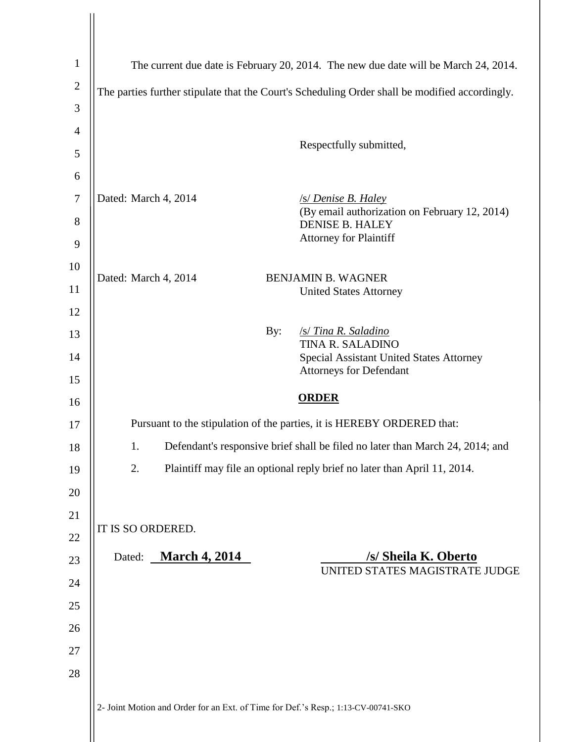The current due date is February 20, 2014. The new due date will be March 24, 2014. The parties further stipulate that the Court's Scheduling Order shall be modified accordingly.

Respectfully submitted,

Dated: March 4, 2014

/s/ *Denise B. Haley*
(By email authorization on February 12, 2014)
DENISE B. HALEY
Attorney for Plaintiff

Dated: March 4, 2014

BENJAMIN B. WAGNER
United States Attorney

By: /s/ *Tina R. Saladino*
TINA R. SALADINO
Special Assistant United States Attorney
Attorneys for Defendant

## ORDER

Pursuant to the stipulation of the parties, it is HEREBY ORDERED that:

1. Defendant's responsive brief shall be filed no later than March 24, 2014; and
2. Plaintiff may file an optional reply brief no later than April 11, 2014.

IT IS SO ORDERED.

Dated: **March 4, 2014**

**/s/ Sheila K. Oberto**
UNITED STATES MAGISTRATE JUDGE

2- Joint Motion and Order for an Ext. of Time for Def.'s Resp.; 1:13-CV-00741-SKO